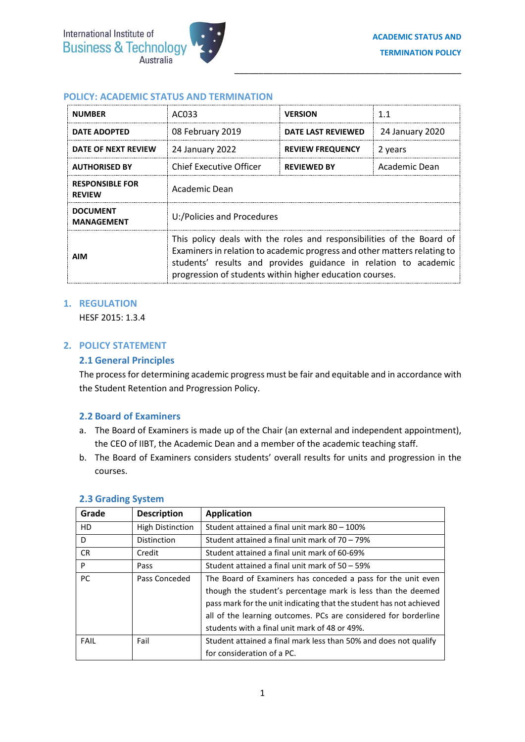# POLICY: ACADEMIC STATUS AND TERMINATION

| NUMBER | AC033 | VERSION | 1.1 |
|---|---|---|---|
| DATE ADOPTED | 08 February 2019 | DATE LAST REVIEWED | 24 January 2020 |
| DATE OF NEXT REVIEW | 24 January 2022 | REVIEW FREQUENCY | 2 years |
| AUTHORISED BY | Chief Executive Officer | REVIEWED BY | Academic Dean |
| RESPONSIBLE FOR REVIEW | Academic Dean | | |
| DOCUMENT MANAGEMENT | U:/Policies and Procedures | | |
| AIM | This policy deals with the roles and responsibilities of the Board of Examiners in relation to academic progress and other matters relating to students' results and provides guidance in relation to academic progression of students within higher education courses. | | |

## 1. REGULATION

HESF 2015: 1.3.4

## 2. POLICY STATEMENT

### 2.1 General Principles

The process for determining academic progress must be fair and equitable and in accordance with the Student Retention and Progression Policy.

### 2.2 Board of Examiners

a. The Board of Examiners is made up of the Chair (an external and independent appointment), the CEO of IIBT, the Academic Dean and a member of the academic teaching staff.

b. The Board of Examiners considers students' overall results for units and progression in the courses.

### 2.3 Grading System

| Grade | Description | Application |
|---|---|---|
| HD | High Distinction | Student attained a final unit mark 80 – 100% |
| D | Distinction | Student attained a final unit mark of 70 – 79% |
| CR | Credit | Student attained a final unit mark of 60-69% |
| P | Pass | Student attained a final unit mark of 50 – 59% |
| PC | Pass Conceded | The Board of Examiners has conceded a pass for the unit even though the student's percentage mark is less than the deemed pass mark for the unit indicating that the student has not achieved all of the learning outcomes. PCs are considered for borderline students with a final unit mark of 48 or 49%. |
| FAIL | Fail | Student attained a final mark less than 50% and does not qualify for consideration of a PC. |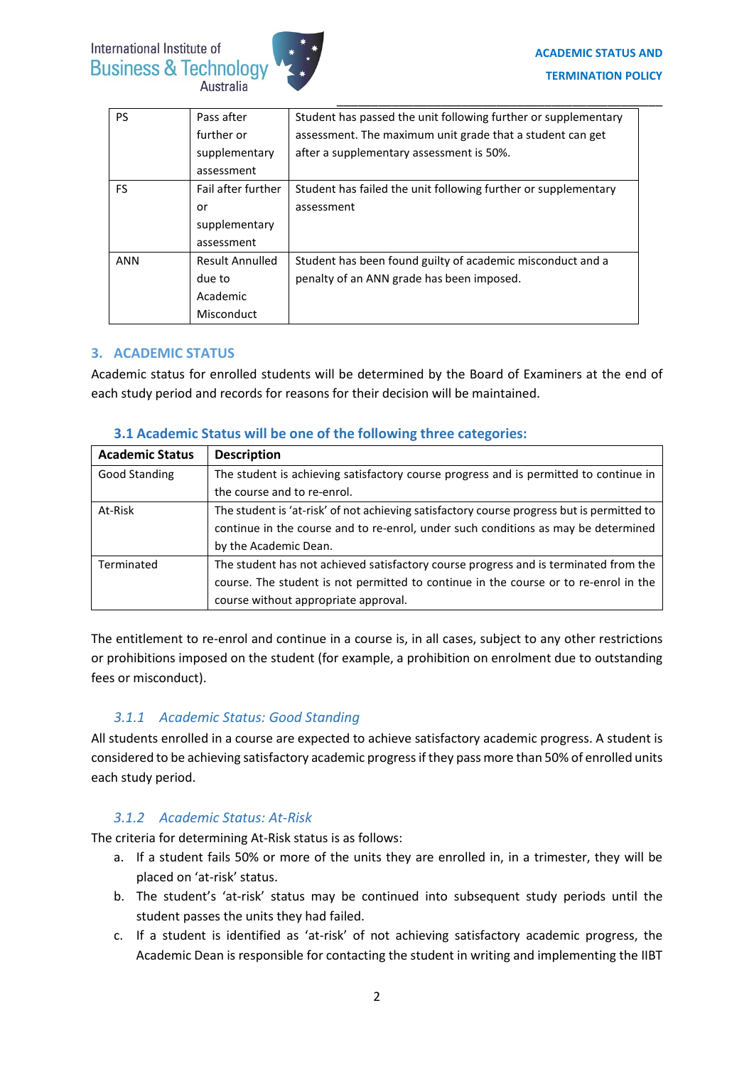| PS | Pass after further or supplementary assessment | Student has passed the unit following further or supplementary assessment. The maximum unit grade that a student can get after a supplementary assessment is 50%. |
|---|---|---|
| FS | Fail after further or supplementary assessment | Student has failed the unit following further or supplementary assessment |
| ANN | Result Annulled due to Academic Misconduct | Student has been found guilty of academic misconduct and a penalty of an ANN grade has been imposed. |

## 3. ACADEMIC STATUS

Academic status for enrolled students will be determined by the Board of Examiners at the end of each study period and records for reasons for their decision will be maintained.

### 3.1 Academic Status will be one of the following three categories:

| Academic Status | Description |
|---|---|
| Good Standing | The student is achieving satisfactory course progress and is permitted to continue in the course and to re-enrol. |
| At-Risk | The student is 'at-risk' of not achieving satisfactory course progress but is permitted to continue in the course and to re-enrol, under such conditions as may be determined by the Academic Dean. |
| Terminated | The student has not achieved satisfactory course progress and is terminated from the course. The student is not permitted to continue in the course or to re-enrol in the course without appropriate approval. |

The entitlement to re-enrol and continue in a course is, in all cases, subject to any other restrictions or prohibitions imposed on the student (for example, a prohibition on enrolment due to outstanding fees or misconduct).

#### *3.1.1 Academic Status: Good Standing*

All students enrolled in a course are expected to achieve satisfactory academic progress. A student is considered to be achieving satisfactory academic progress if they pass more than 50% of enrolled units each study period.

#### *3.1.2 Academic Status: At-Risk*

The criteria for determining At-Risk status is as follows:

a. If a student fails 50% or more of the units they are enrolled in, in a trimester, they will be placed on 'at-risk' status.
b. The student's 'at-risk' status may be continued into subsequent study periods until the student passes the units they had failed.
c. If a student is identified as 'at-risk' of not achieving satisfactory academic progress, the Academic Dean is responsible for contacting the student in writing and implementing the IIBT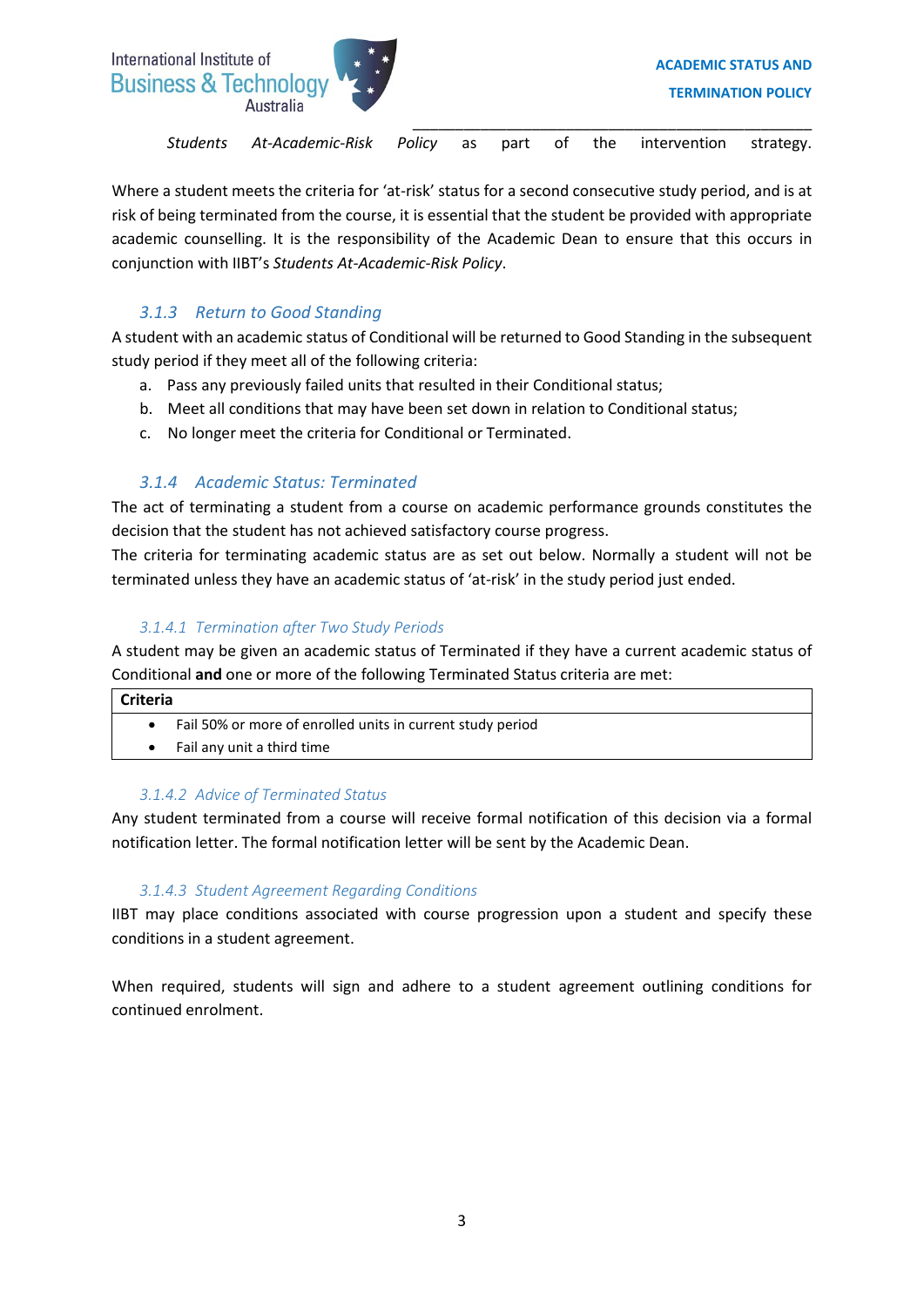*Students At-Academic-Risk Policy* as part of the intervention strategy.

Where a student meets the criteria for 'at-risk' status for a second consecutive study period, and is at risk of being terminated from the course, it is essential that the student be provided with appropriate academic counselling. It is the responsibility of the Academic Dean to ensure that this occurs in conjunction with IIBT's *Students At-Academic-Risk Policy*.

### *3.1.3 Return to Good Standing*

A student with an academic status of Conditional will be returned to Good Standing in the subsequent study period if they meet all of the following criteria:

a. Pass any previously failed units that resulted in their Conditional status;
b. Meet all conditions that may have been set down in relation to Conditional status;
c. No longer meet the criteria for Conditional or Terminated.

### *3.1.4 Academic Status: Terminated*

The act of terminating a student from a course on academic performance grounds constitutes the decision that the student has not achieved satisfactory course progress.
The criteria for terminating academic status are as set out below. Normally a student will not be terminated unless they have an academic status of 'at-risk' in the study period just ended.

#### *3.1.4.1 Termination after Two Study Periods*

A student may be given an academic status of Terminated if they have a current academic status of Conditional **and** one or more of the following Terminated Status criteria are met:

| Criteria |
| --- |
| • Fail 50% or more of enrolled units in current study period<br>• Fail any unit a third time |

#### *3.1.4.2 Advice of Terminated Status*

Any student terminated from a course will receive formal notification of this decision via a formal notification letter. The formal notification letter will be sent by the Academic Dean.

#### *3.1.4.3 Student Agreement Regarding Conditions*

IIBT may place conditions associated with course progression upon a student and specify these conditions in a student agreement.

When required, students will sign and adhere to a student agreement outlining conditions for continued enrolment.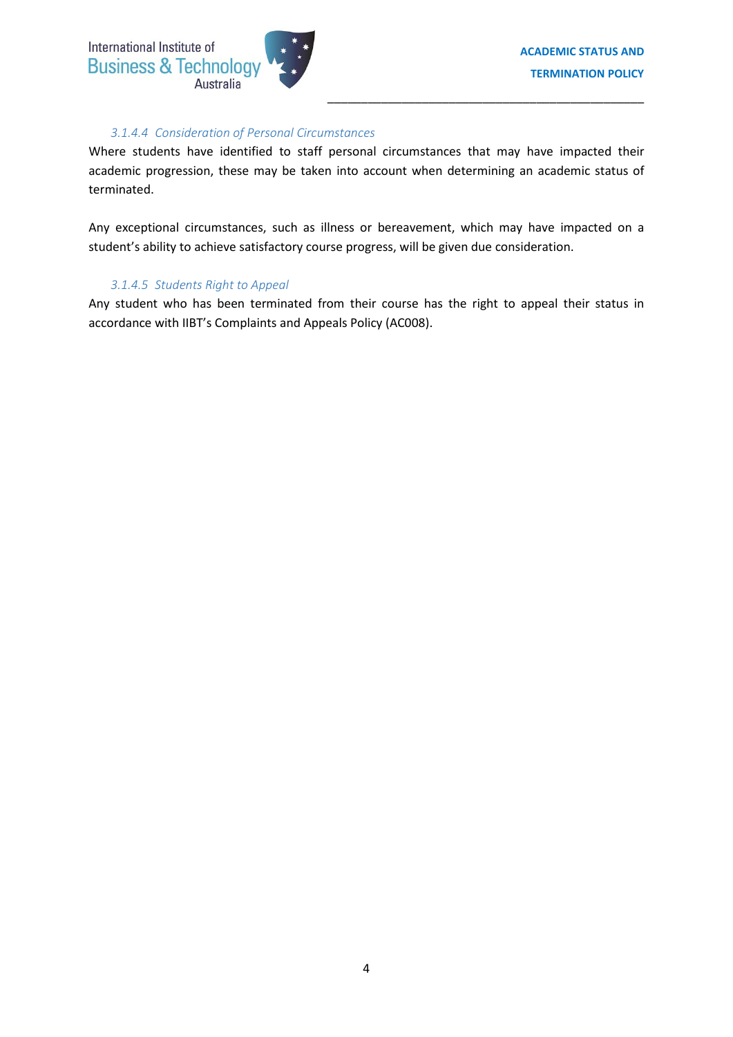#### 3.1.4.4 Consideration of Personal Circumstances

Where students have identified to staff personal circumstances that may have impacted their academic progression, these may be taken into account when determining an academic status of terminated.

Any exceptional circumstances, such as illness or bereavement, which may have impacted on a student's ability to achieve satisfactory course progress, will be given due consideration.

#### 3.1.4.5 Students Right to Appeal

Any student who has been terminated from their course has the right to appeal their status in accordance with IIBT's Complaints and Appeals Policy (AC008).